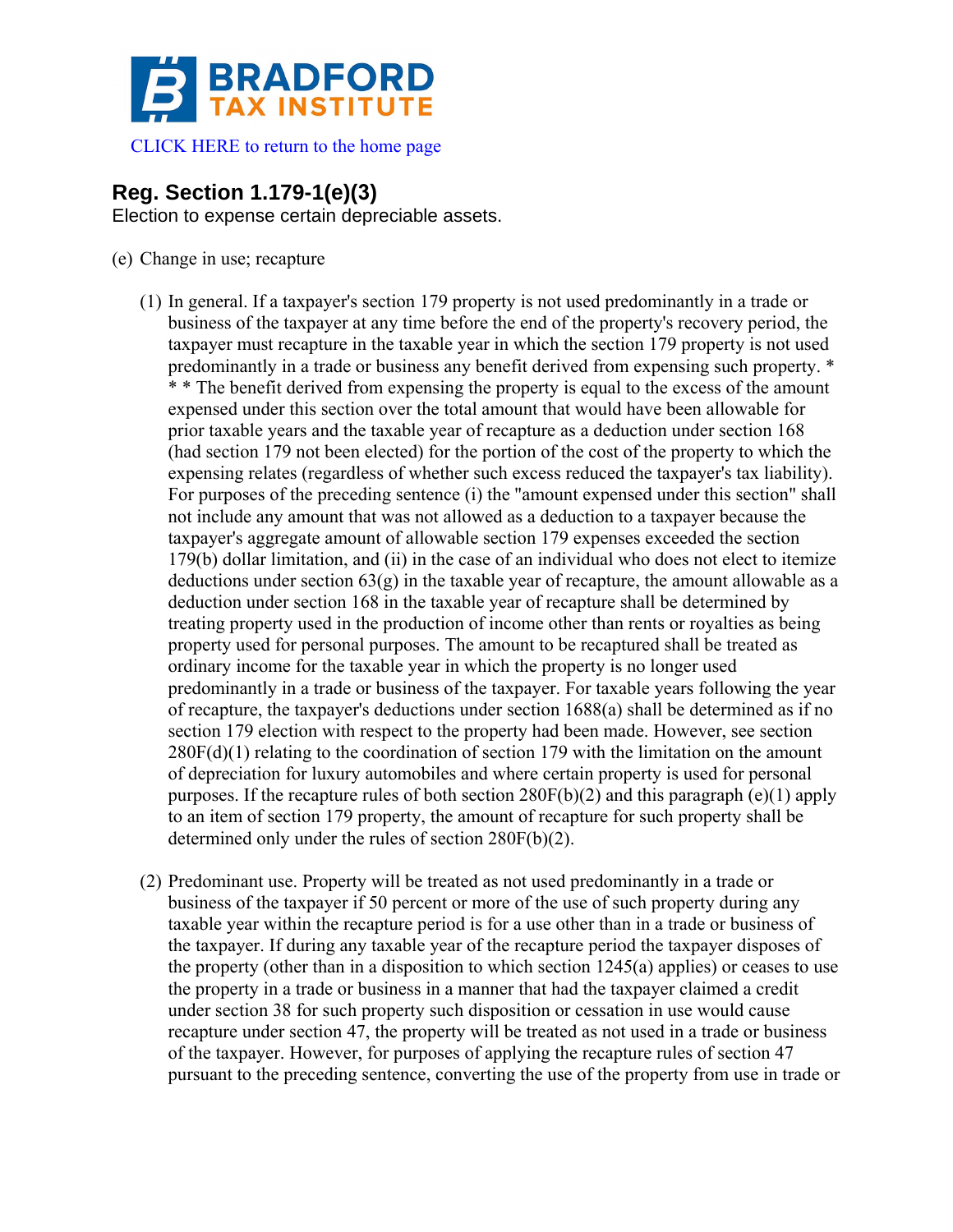BRADFORD TAX INSTITUTE

CLICK HERE to return to the home page

## Reg. Section 1.179-1(e)(3)

Election to expense certain depreciable assets.

(e) Change in use; recapture

(1) In general. If a taxpayer's section 179 property is not used predominantly in a trade or business of the taxpayer at any time before the end of the property's recovery period, the taxpayer must recapture in the taxable year in which the section 179 property is not used predominantly in a trade or business any benefit derived from expensing such property. * * * The benefit derived from expensing the property is equal to the excess of the amount expensed under this section over the total amount that would have been allowable for prior taxable years and the taxable year of recapture as a deduction under section 168 (had section 179 not been elected) for the portion of the cost of the property to which the expensing relates (regardless of whether such excess reduced the taxpayer's tax liability). For purposes of the preceding sentence (i) the "amount expensed under this section" shall not include any amount that was not allowed as a deduction to a taxpayer because the taxpayer's aggregate amount of allowable section 179 expenses exceeded the section 179(b) dollar limitation, and (ii) in the case of an individual who does not elect to itemize deductions under section 63(g) in the taxable year of recapture, the amount allowable as a deduction under section 168 in the taxable year of recapture shall be determined by treating property used in the production of income other than rents or royalties as being property used for personal purposes. The amount to be recaptured shall be treated as ordinary income for the taxable year in which the property is no longer used predominantly in a trade or business of the taxpayer. For taxable years following the year of recapture, the taxpayer's deductions under section 1688(a) shall be determined as if no section 179 election with respect to the property had been made. However, see section 280F(d)(1) relating to the coordination of section 179 with the limitation on the amount of depreciation for luxury automobiles and where certain property is used for personal purposes. If the recapture rules of both section 280F(b)(2) and this paragraph (e)(1) apply to an item of section 179 property, the amount of recapture for such property shall be determined only under the rules of section 280F(b)(2).

(2) Predominant use. Property will be treated as not used predominantly in a trade or business of the taxpayer if 50 percent or more of the use of such property during any taxable year within the recapture period is for a use other than in a trade or business of the taxpayer. If during any taxable year of the recapture period the taxpayer disposes of the property (other than in a disposition to which section 1245(a) applies) or ceases to use the property in a trade or business in a manner that had the taxpayer claimed a credit under section 38 for such property such disposition or cessation in use would cause recapture under section 47, the property will be treated as not used in a trade or business of the taxpayer. However, for purposes of applying the recapture rules of section 47 pursuant to the preceding sentence, converting the use of the property from use in trade or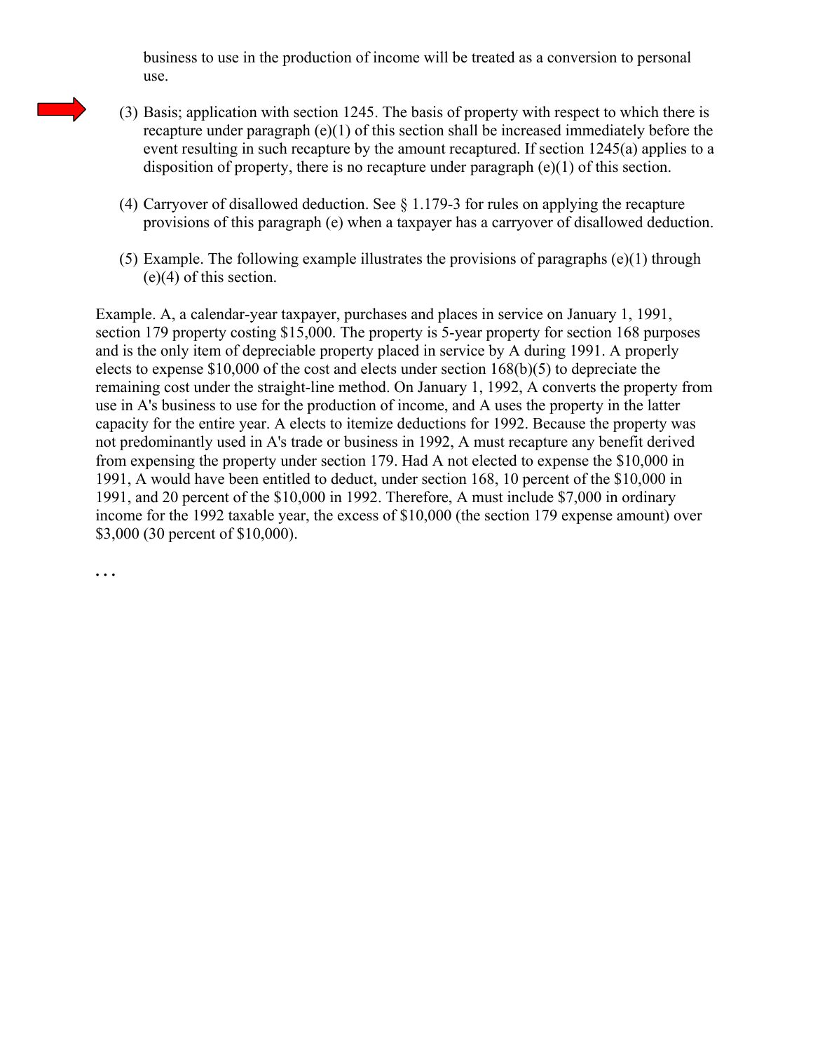business to use in the production of income will be treated as a conversion to personal use.

(3) Basis; application with section 1245. The basis of property with respect to which there is recapture under paragraph (e)(1) of this section shall be increased immediately before the event resulting in such recapture by the amount recaptured. If section 1245(a) applies to a disposition of property, there is no recapture under paragraph (e)(1) of this section.

(4) Carryover of disallowed deduction. See § 1.179-3 for rules on applying the recapture provisions of this paragraph (e) when a taxpayer has a carryover of disallowed deduction.

(5) Example. The following example illustrates the provisions of paragraphs (e)(1) through (e)(4) of this section.

Example. A, a calendar-year taxpayer, purchases and places in service on January 1, 1991, section 179 property costing $15,000. The property is 5-year property for section 168 purposes and is the only item of depreciable property placed in service by A during 1991. A properly elects to expense $10,000 of the cost and elects under section 168(b)(5) to depreciate the remaining cost under the straight-line method. On January 1, 1992, A converts the property from use in A's business to use for the production of income, and A uses the property in the latter capacity for the entire year. A elects to itemize deductions for 1992. Because the property was not predominantly used in A's trade or business in 1992, A must recapture any benefit derived from expensing the property under section 179. Had A not elected to expense the $10,000 in 1991, A would have been entitled to deduct, under section 168, 10 percent of the $10,000 in 1991, and 20 percent of the $10,000 in 1992. Therefore, A must include $7,000 in ordinary income for the 1992 taxable year, the excess of $10,000 (the section 179 expense amount) over $3,000 (30 percent of $10,000).

. . .